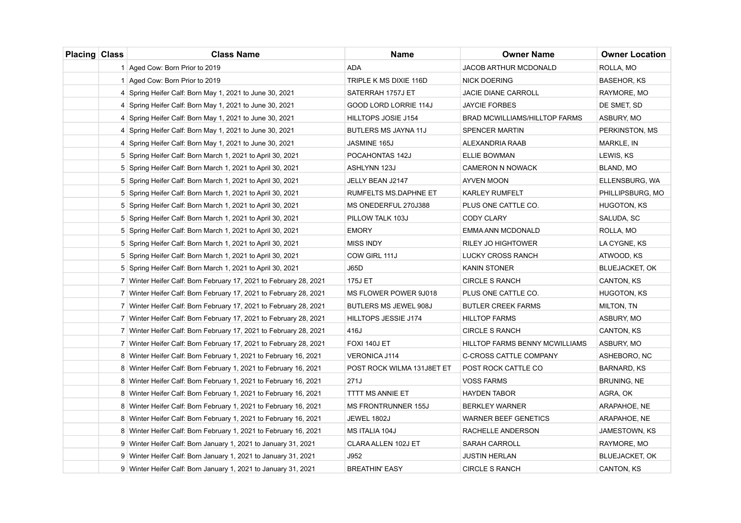| Placing | Class | Class Name | Name | Owner Name | Owner Location |
|---|---|---|---|---|---|
| | 1 | Aged Cow: Born Prior to 2019 | ADA | JACOB ARTHUR MCDONALD | ROLLA, MO |
| | 1 | Aged Cow: Born Prior to 2019 | TRIPLE K MS DIXIE 116D | NICK DOERING | BASEHOR, KS |
| | 4 | Spring Heifer Calf: Born May 1, 2021 to June 30, 2021 | SATERRAH 1757J ET | JACIE DIANE CARROLL | RAYMORE, MO |
| | 4 | Spring Heifer Calf: Born May 1, 2021 to June 30, 2021 | GOOD LORD LORRIE 114J | JAYCIE FORBES | DE SMET, SD |
| | 4 | Spring Heifer Calf: Born May 1, 2021 to June 30, 2021 | HILLTOPS JOSIE J154 | BRAD MCWILLIAMS/HILLTOP FARMS | ASBURY, MO |
| | 4 | Spring Heifer Calf: Born May 1, 2021 to June 30, 2021 | BUTLERS MS JAYNA 11J | SPENCER MARTIN | PERKINSTON, MS |
| | 4 | Spring Heifer Calf: Born May 1, 2021 to June 30, 2021 | JASMINE 165J | ALEXANDRIA RAAB | MARKLE, IN |
| | 5 | Spring Heifer Calf: Born March 1, 2021 to April 30, 2021 | POCAHONTAS 142J | ELLIE BOWMAN | LEWIS, KS |
| | 5 | Spring Heifer Calf: Born March 1, 2021 to April 30, 2021 | ASHLYNN 123J | CAMERON N NOWACK | BLAND, MO |
| | 5 | Spring Heifer Calf: Born March 1, 2021 to April 30, 2021 | JELLY BEAN J2147 | AYVEN MOON | ELLENSBURG, WA |
| | 5 | Spring Heifer Calf: Born March 1, 2021 to April 30, 2021 | RUMFELTS MS.DAPHNE ET | KARLEY RUMFELT | PHILLIPSBURG, MO |
| | 5 | Spring Heifer Calf: Born March 1, 2021 to April 30, 2021 | MS ONEDERFUL 270J388 | PLUS ONE CATTLE CO. | HUGOTON, KS |
| | 5 | Spring Heifer Calf: Born March 1, 2021 to April 30, 2021 | PILLOW TALK 103J | CODY CLARY | SALUDA, SC |
| | 5 | Spring Heifer Calf: Born March 1, 2021 to April 30, 2021 | EMORY | EMMA ANN MCDONALD | ROLLA, MO |
| | 5 | Spring Heifer Calf: Born March 1, 2021 to April 30, 2021 | MISS INDY | RILEY JO HIGHTOWER | LA CYGNE, KS |
| | 5 | Spring Heifer Calf: Born March 1, 2021 to April 30, 2021 | COW GIRL 111J | LUCKY CROSS RANCH | ATWOOD, KS |
| | 5 | Spring Heifer Calf: Born March 1, 2021 to April 30, 2021 | J65D | KANIN STONER | BLUEJACKET, OK |
| | 7 | Winter Heifer Calf: Born February 17, 2021 to February 28, 2021 | 175J ET | CIRCLE S RANCH | CANTON, KS |
| | 7 | Winter Heifer Calf: Born February 17, 2021 to February 28, 2021 | MS FLOWER POWER 9J018 | PLUS ONE CATTLE CO. | HUGOTON, KS |
| | 7 | Winter Heifer Calf: Born February 17, 2021 to February 28, 2021 | BUTLERS MS JEWEL 908J | BUTLER CREEK FARMS | MILTON, TN |
| | 7 | Winter Heifer Calf: Born February 17, 2021 to February 28, 2021 | HILLTOPS JESSIE J174 | HILLTOP FARMS | ASBURY, MO |
| | 7 | Winter Heifer Calf: Born February 17, 2021 to February 28, 2021 | 416J | CIRCLE S RANCH | CANTON, KS |
| | 7 | Winter Heifer Calf: Born February 17, 2021 to February 28, 2021 | FOXI 140J ET | HILLTOP FARMS BENNY MCWILLIAMS | ASBURY, MO |
| | 8 | Winter Heifer Calf: Born February 1, 2021 to February 16, 2021 | VERONICA J114 | C-CROSS CATTLE COMPANY | ASHEBORO, NC |
| | 8 | Winter Heifer Calf: Born February 1, 2021 to February 16, 2021 | POST ROCK WILMA 131J8ET ET | POST ROCK CATTLE CO | BARNARD, KS |
| | 8 | Winter Heifer Calf: Born February 1, 2021 to February 16, 2021 | 271J | VOSS FARMS | BRUNING, NE |
| | 8 | Winter Heifer Calf: Born February 1, 2021 to February 16, 2021 | TTTT MS ANNIE ET | HAYDEN TABOR | AGRA, OK |
| | 8 | Winter Heifer Calf: Born February 1, 2021 to February 16, 2021 | MS FRONTRUNNER 155J | BERKLEY WARNER | ARAPAHOE, NE |
| | 8 | Winter Heifer Calf: Born February 1, 2021 to February 16, 2021 | JEWEL 1802J | WARNER BEEF GENETICS | ARAPAHOE, NE |
| | 8 | Winter Heifer Calf: Born February 1, 2021 to February 16, 2021 | MS ITALIA 104J | RACHELLE ANDERSON | JAMESTOWN, KS |
| | 9 | Winter Heifer Calf: Born January 1, 2021 to January 31, 2021 | CLARA ALLEN 102J ET | SARAH CARROLL | RAYMORE, MO |
| | 9 | Winter Heifer Calf: Born January 1, 2021 to January 31, 2021 | J952 | JUSTIN HERLAN | BLUEJACKET, OK |
| | 9 | Winter Heifer Calf: Born January 1, 2021 to January 31, 2021 | BREATHIN' EASY | CIRCLE S RANCH | CANTON, KS |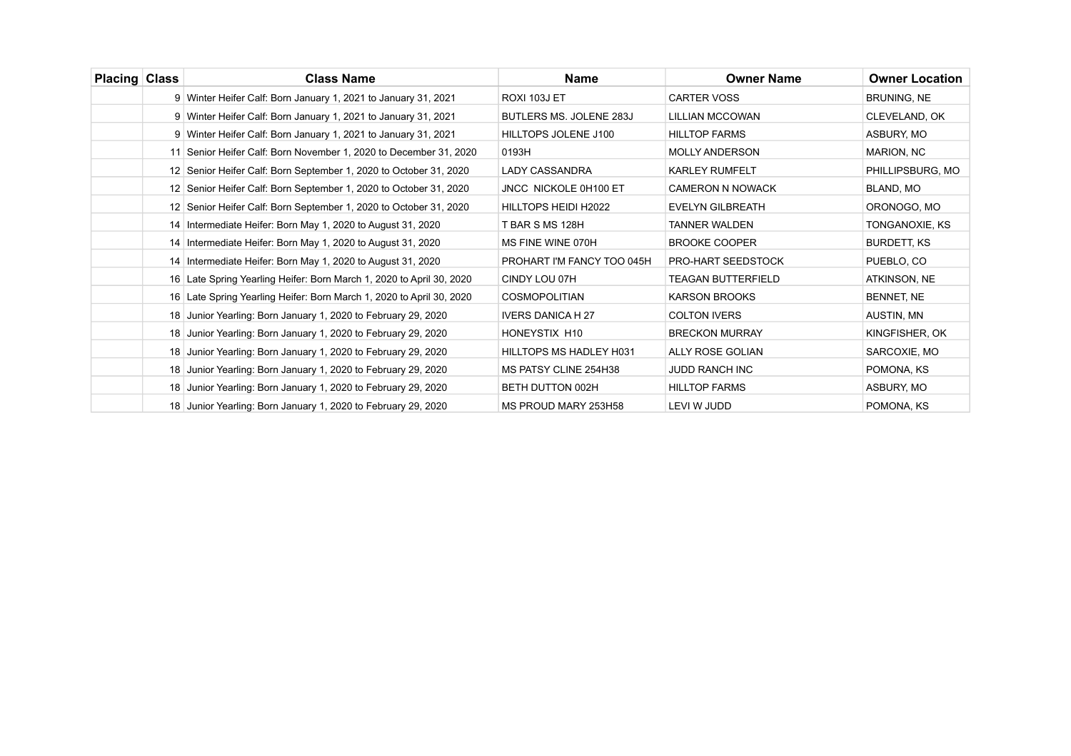| Placing | Class | Class Name | Name | Owner Name | Owner Location |
|---|---|---|---|---|---|
| | 9 | Winter Heifer Calf: Born January 1, 2021 to January 31, 2021 | ROXI 103J ET | CARTER VOSS | BRUNING, NE |
| | 9 | Winter Heifer Calf: Born January 1, 2021 to January 31, 2021 | BUTLERS MS. JOLENE 283J | LILLIAN MCCOWAN | CLEVELAND, OK |
| | 9 | Winter Heifer Calf: Born January 1, 2021 to January 31, 2021 | HILLTOPS JOLENE J100 | HILLTOP FARMS | ASBURY, MO |
| | 11 | Senior Heifer Calf: Born November 1, 2020 to December 31, 2020 | 0193H | MOLLY ANDERSON | MARION, NC |
| | 12 | Senior Heifer Calf: Born September 1, 2020 to October 31, 2020 | LADY CASSANDRA | KARLEY RUMFELT | PHILLIPSBURG, MO |
| | 12 | Senior Heifer Calf: Born September 1, 2020 to October 31, 2020 | JNCC NICKOLE 0H100 ET | CAMERON N NOWACK | BLAND, MO |
| | 12 | Senior Heifer Calf: Born September 1, 2020 to October 31, 2020 | HILLTOPS HEIDI H2022 | EVELYN GILBREATH | ORONOGO, MO |
| | 14 | Intermediate Heifer: Born May 1, 2020 to August 31, 2020 | T BAR S MS 128H | TANNER WALDEN | TONGANOXIE, KS |
| | 14 | Intermediate Heifer: Born May 1, 2020 to August 31, 2020 | MS FINE WINE 070H | BROOKE COOPER | BURDETT, KS |
| | 14 | Intermediate Heifer: Born May 1, 2020 to August 31, 2020 | PROHART I'M FANCY TOO 045H | PRO-HART SEEDSTOCK | PUEBLO, CO |
| | 16 | Late Spring Yearling Heifer: Born March 1, 2020 to April 30, 2020 | CINDY LOU 07H | TEAGAN BUTTERFIELD | ATKINSON, NE |
| | 16 | Late Spring Yearling Heifer: Born March 1, 2020 to April 30, 2020 | COSMOPOLITIAN | KARSON BROOKS | BENNET, NE |
| | 18 | Junior Yearling: Born January 1, 2020 to February 29, 2020 | IVERS DANICA H 27 | COLTON IVERS | AUSTIN, MN |
| | 18 | Junior Yearling: Born January 1, 2020 to February 29, 2020 | HONEYSTIX H10 | BRECKON MURRAY | KINGFISHER, OK |
| | 18 | Junior Yearling: Born January 1, 2020 to February 29, 2020 | HILLTOPS MS HADLEY H031 | ALLY ROSE GOLIAN | SARCOXIE, MO |
| | 18 | Junior Yearling: Born January 1, 2020 to February 29, 2020 | MS PATSY CLINE 254H38 | JUDD RANCH INC | POMONA, KS |
| | 18 | Junior Yearling: Born January 1, 2020 to February 29, 2020 | BETH DUTTON 002H | HILLTOP FARMS | ASBURY, MO |
| | 18 | Junior Yearling: Born January 1, 2020 to February 29, 2020 | MS PROUD MARY 253H58 | LEVI W JUDD | POMONA, KS |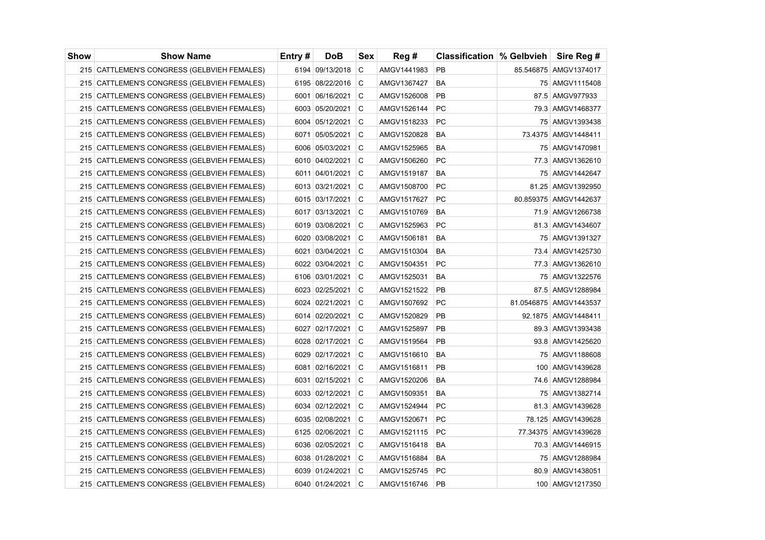| Show | Show Name | Entry # | DoB | Sex | Reg # | Classification | % Gelbvieh | Sire Reg # |
|---|---|---|---|---|---|---|---|---|
| 215 | CATTLEMEN'S CONGRESS (GELBVIEH FEMALES) | 6194 | 09/13/2018 | C | AMGV1441983 | PB | 85.546875 | AMGV1374017 |
| 215 | CATTLEMEN'S CONGRESS (GELBVIEH FEMALES) | 6195 | 08/22/2016 | C | AMGV1367427 | BA | 75 | AMGV1115408 |
| 215 | CATTLEMEN'S CONGRESS (GELBVIEH FEMALES) | 6001 | 06/16/2021 | C | AMGV1526008 | PB | 87.5 | AMGV977933 |
| 215 | CATTLEMEN'S CONGRESS (GELBVIEH FEMALES) | 6003 | 05/20/2021 | C | AMGV1526144 | PC | 79.3 | AMGV1468377 |
| 215 | CATTLEMEN'S CONGRESS (GELBVIEH FEMALES) | 6004 | 05/12/2021 | C | AMGV1518233 | PC | 75 | AMGV1393438 |
| 215 | CATTLEMEN'S CONGRESS (GELBVIEH FEMALES) | 6071 | 05/05/2021 | C | AMGV1520828 | BA | 73.4375 | AMGV1448411 |
| 215 | CATTLEMEN'S CONGRESS (GELBVIEH FEMALES) | 6006 | 05/03/2021 | C | AMGV1525965 | BA | 75 | AMGV1470981 |
| 215 | CATTLEMEN'S CONGRESS (GELBVIEH FEMALES) | 6010 | 04/02/2021 | C | AMGV1506260 | PC | 77.3 | AMGV1362610 |
| 215 | CATTLEMEN'S CONGRESS (GELBVIEH FEMALES) | 6011 | 04/01/2021 | C | AMGV1519187 | BA | 75 | AMGV1442647 |
| 215 | CATTLEMEN'S CONGRESS (GELBVIEH FEMALES) | 6013 | 03/21/2021 | C | AMGV1508700 | PC | 81.25 | AMGV1392950 |
| 215 | CATTLEMEN'S CONGRESS (GELBVIEH FEMALES) | 6015 | 03/17/2021 | C | AMGV1517627 | PC | 80.859375 | AMGV1442637 |
| 215 | CATTLEMEN'S CONGRESS (GELBVIEH FEMALES) | 6017 | 03/13/2021 | C | AMGV1510769 | BA | 71.9 | AMGV1266738 |
| 215 | CATTLEMEN'S CONGRESS (GELBVIEH FEMALES) | 6019 | 03/08/2021 | C | AMGV1525963 | PC | 81.3 | AMGV1434607 |
| 215 | CATTLEMEN'S CONGRESS (GELBVIEH FEMALES) | 6020 | 03/08/2021 | C | AMGV1506181 | BA | 75 | AMGV1391327 |
| 215 | CATTLEMEN'S CONGRESS (GELBVIEH FEMALES) | 6021 | 03/04/2021 | C | AMGV1510304 | BA | 73.4 | AMGV1425730 |
| 215 | CATTLEMEN'S CONGRESS (GELBVIEH FEMALES) | 6022 | 03/04/2021 | C | AMGV1504351 | PC | 77.3 | AMGV1362610 |
| 215 | CATTLEMEN'S CONGRESS (GELBVIEH FEMALES) | 6106 | 03/01/2021 | C | AMGV1525031 | BA | 75 | AMGV1322576 |
| 215 | CATTLEMEN'S CONGRESS (GELBVIEH FEMALES) | 6023 | 02/25/2021 | C | AMGV1521522 | PB | 87.5 | AMGV1288984 |
| 215 | CATTLEMEN'S CONGRESS (GELBVIEH FEMALES) | 6024 | 02/21/2021 | C | AMGV1507692 | PC | 81.0546875 | AMGV1443537 |
| 215 | CATTLEMEN'S CONGRESS (GELBVIEH FEMALES) | 6014 | 02/20/2021 | C | AMGV1520829 | PB | 92.1875 | AMGV1448411 |
| 215 | CATTLEMEN'S CONGRESS (GELBVIEH FEMALES) | 6027 | 02/17/2021 | C | AMGV1525897 | PB | 89.3 | AMGV1393438 |
| 215 | CATTLEMEN'S CONGRESS (GELBVIEH FEMALES) | 6028 | 02/17/2021 | C | AMGV1519564 | PB | 93.8 | AMGV1425620 |
| 215 | CATTLEMEN'S CONGRESS (GELBVIEH FEMALES) | 6029 | 02/17/2021 | C | AMGV1516610 | BA | 75 | AMGV1188608 |
| 215 | CATTLEMEN'S CONGRESS (GELBVIEH FEMALES) | 6081 | 02/16/2021 | C | AMGV1516811 | PB | 100 | AMGV1439628 |
| 215 | CATTLEMEN'S CONGRESS (GELBVIEH FEMALES) | 6031 | 02/15/2021 | C | AMGV1520206 | BA | 74.6 | AMGV1288984 |
| 215 | CATTLEMEN'S CONGRESS (GELBVIEH FEMALES) | 6033 | 02/12/2021 | C | AMGV1509351 | BA | 75 | AMGV1382714 |
| 215 | CATTLEMEN'S CONGRESS (GELBVIEH FEMALES) | 6034 | 02/12/2021 | C | AMGV1524944 | PC | 81.3 | AMGV1439628 |
| 215 | CATTLEMEN'S CONGRESS (GELBVIEH FEMALES) | 6035 | 02/08/2021 | C | AMGV1520671 | PC | 78.125 | AMGV1439628 |
| 215 | CATTLEMEN'S CONGRESS (GELBVIEH FEMALES) | 6125 | 02/06/2021 | C | AMGV1521115 | PC | 77.34375 | AMGV1439628 |
| 215 | CATTLEMEN'S CONGRESS (GELBVIEH FEMALES) | 6036 | 02/05/2021 | C | AMGV1516418 | BA | 70.3 | AMGV1446915 |
| 215 | CATTLEMEN'S CONGRESS (GELBVIEH FEMALES) | 6038 | 01/28/2021 | C | AMGV1516884 | BA | 75 | AMGV1288984 |
| 215 | CATTLEMEN'S CONGRESS (GELBVIEH FEMALES) | 6039 | 01/24/2021 | C | AMGV1525745 | PC | 80.9 | AMGV1438051 |
| 215 | CATTLEMEN'S CONGRESS (GELBVIEH FEMALES) | 6040 | 01/24/2021 | C | AMGV1516746 | PB | 100 | AMGV1217350 |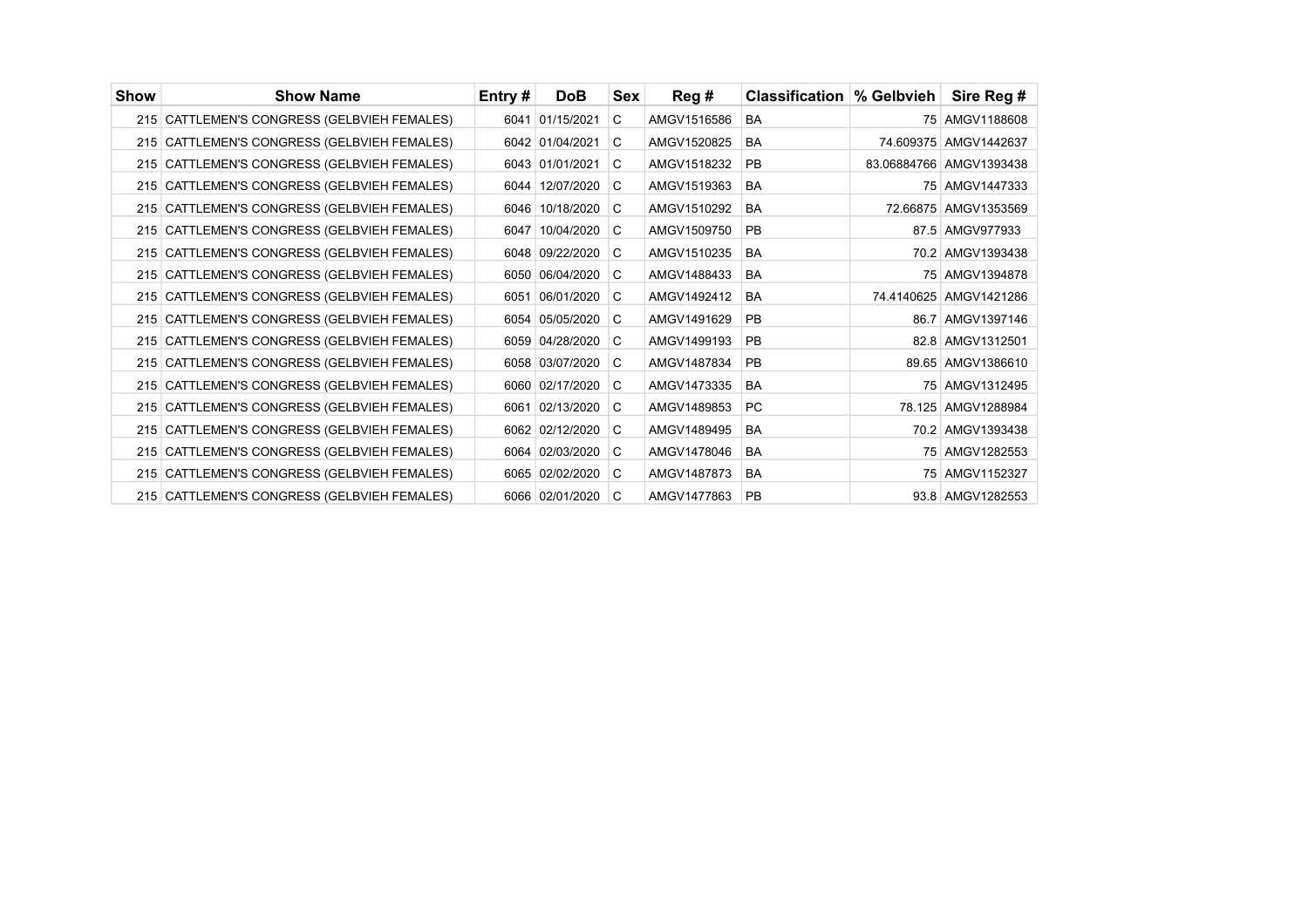| Show | Show Name | Entry # | DoB | Sex | Reg # | Classification | % Gelbvieh | Sire Reg # |
|---|---|---|---|---|---|---|---|---|
| 215 | CATTLEMEN'S CONGRESS (GELBVIEH FEMALES) | 6041 | 01/15/2021 | C | AMGV1516586 | BA | 75 | AMGV1188608 |
| 215 | CATTLEMEN'S CONGRESS (GELBVIEH FEMALES) | 6042 | 01/04/2021 | C | AMGV1520825 | BA | 74.609375 | AMGV1442637 |
| 215 | CATTLEMEN'S CONGRESS (GELBVIEH FEMALES) | 6043 | 01/01/2021 | C | AMGV1518232 | PB | 83.06884766 | AMGV1393438 |
| 215 | CATTLEMEN'S CONGRESS (GELBVIEH FEMALES) | 6044 | 12/07/2020 | C | AMGV1519363 | BA | 75 | AMGV1447333 |
| 215 | CATTLEMEN'S CONGRESS (GELBVIEH FEMALES) | 6046 | 10/18/2020 | C | AMGV1510292 | BA | 72.66875 | AMGV1353569 |
| 215 | CATTLEMEN'S CONGRESS (GELBVIEH FEMALES) | 6047 | 10/04/2020 | C | AMGV1509750 | PB | 87.5 | AMGV977933 |
| 215 | CATTLEMEN'S CONGRESS (GELBVIEH FEMALES) | 6048 | 09/22/2020 | C | AMGV1510235 | BA | 70.2 | AMGV1393438 |
| 215 | CATTLEMEN'S CONGRESS (GELBVIEH FEMALES) | 6050 | 06/04/2020 | C | AMGV1488433 | BA | 75 | AMGV1394878 |
| 215 | CATTLEMEN'S CONGRESS (GELBVIEH FEMALES) | 6051 | 06/01/2020 | C | AMGV1492412 | BA | 74.4140625 | AMGV1421286 |
| 215 | CATTLEMEN'S CONGRESS (GELBVIEH FEMALES) | 6054 | 05/05/2020 | C | AMGV1491629 | PB | 86.7 | AMGV1397146 |
| 215 | CATTLEMEN'S CONGRESS (GELBVIEH FEMALES) | 6059 | 04/28/2020 | C | AMGV1499193 | PB | 82.8 | AMGV1312501 |
| 215 | CATTLEMEN'S CONGRESS (GELBVIEH FEMALES) | 6058 | 03/07/2020 | C | AMGV1487834 | PB | 89.65 | AMGV1386610 |
| 215 | CATTLEMEN'S CONGRESS (GELBVIEH FEMALES) | 6060 | 02/17/2020 | C | AMGV1473335 | BA | 75 | AMGV1312495 |
| 215 | CATTLEMEN'S CONGRESS (GELBVIEH FEMALES) | 6061 | 02/13/2020 | C | AMGV1489853 | PC | 78.125 | AMGV1288984 |
| 215 | CATTLEMEN'S CONGRESS (GELBVIEH FEMALES) | 6062 | 02/12/2020 | C | AMGV1489495 | BA | 70.2 | AMGV1393438 |
| 215 | CATTLEMEN'S CONGRESS (GELBVIEH FEMALES) | 6064 | 02/03/2020 | C | AMGV1478046 | BA | 75 | AMGV1282553 |
| 215 | CATTLEMEN'S CONGRESS (GELBVIEH FEMALES) | 6065 | 02/02/2020 | C | AMGV1487873 | BA | 75 | AMGV1152327 |
| 215 | CATTLEMEN'S CONGRESS (GELBVIEH FEMALES) | 6066 | 02/01/2020 | C | AMGV1477863 | PB | 93.8 | AMGV1282553 |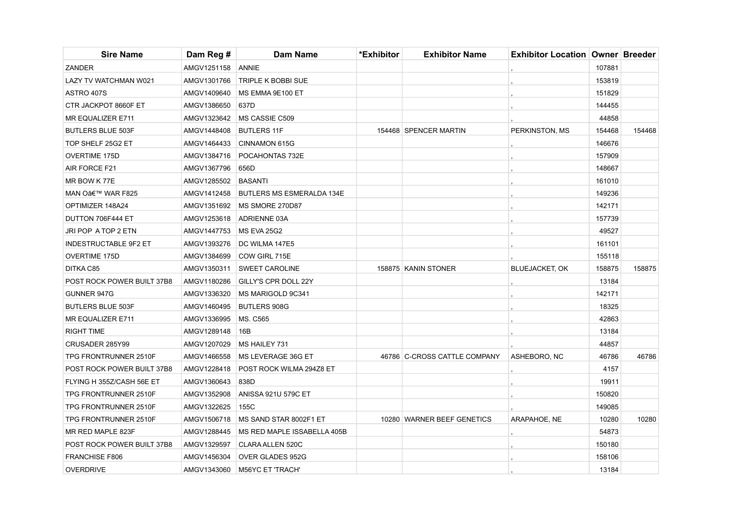| Sire Name | Dam Reg # | Dam Name | *Exhibitor | Exhibitor Name | Exhibitor Location | Owner | Breeder |
|---|---|---|---|---|---|---|---|
| ZANDER | AMGV1251158 | ANNIE | | | , | 107881 | |
| LAZY TV WATCHMAN W021 | AMGV1301766 | TRIPLE K BOBBI SUE | | | , | 153819 | |
| ASTRO 407S | AMGV1409640 | MS EMMA 9E100 ET | | | , | 151829 | |
| CTR JACKPOT 8660F ET | AMGV1386650 | 637D | | | , | 144455 | |
| MR EQUALIZER E711 | AMGV1323642 | MS CASSIE C509 | | | , | 44858 | |
| BUTLERS BLUE 503F | AMGV1448408 | BUTLERS 11F | 154468 | SPENCER MARTIN | PERKINSTON, MS | 154468 | 154468 |
| TOP SHELF 25G2 ET | AMGV1464433 | CINNAMON 615G | | | , | 146676 | |
| OVERTIME 175D | AMGV1384716 | POCAHONTAS 732E | | | , | 157909 | |
| AIR FORCE F21 | AMGV1367796 | 656D | | | , | 148667 | |
| MR BOW K 77E | AMGV1285502 | BASANTI | | | , | 161010 | |
| MAN Oâ€™ WAR F825 | AMGV1412458 | BUTLERS MS ESMERALDA 134E | | | , | 149236 | |
| OPTIMIZER 148A24 | AMGV1351692 | MS SMORE 270D87 | | | , | 142171 | |
| DUTTON 706F444 ET | AMGV1253618 | ADRIENNE 03A | | | , | 157739 | |
| JRI POP A TOP 2 ETN | AMGV1447753 | MS EVA 25G2 | | | , | 49527 | |
| INDESTRUCTABLE 9F2 ET | AMGV1393276 | DC WILMA 147E5 | | | , | 161101 | |
| OVERTIME 175D | AMGV1384699 | COW GIRL 715E | | | , | 155118 | |
| DITKA C85 | AMGV1350311 | SWEET CAROLINE | 158875 | KANIN STONER | BLUEJACKET, OK | 158875 | 158875 |
| POST ROCK POWER BUILT 37B8 | AMGV1180286 | GILLY'S CPR DOLL 22Y | | | , | 13184 | |
| GUNNER 947G | AMGV1336320 | MS MARIGOLD 9C341 | | | , | 142171 | |
| BUTLERS BLUE 503F | AMGV1460495 | BUTLERS 908G | | | , | 18325 | |
| MR EQUALIZER E711 | AMGV1336995 | MS. C565 | | | , | 42863 | |
| RIGHT TIME | AMGV1289148 | 16B | | | , | 13184 | |
| CRUSADER 285Y99 | AMGV1207029 | MS HAILEY 731 | | | , | 44857 | |
| TPG FRONTRUNNER 2510F | AMGV1466558 | MS LEVERAGE 36G ET | 46786 | C-CROSS CATTLE COMPANY | ASHEBORO, NC | 46786 | 46786 |
| POST ROCK POWER BUILT 37B8 | AMGV1228418 | POST ROCK WILMA 294Z8 ET | | | , | 4157 | |
| FLYING H 355Z/CASH 56E ET | AMGV1360643 | 838D | | | , | 19911 | |
| TPG FRONTRUNNER 2510F | AMGV1352908 | ANISSA 921U 579C ET | | | , | 150820 | |
| TPG FRONTRUNNER 2510F | AMGV1322625 | 155C | | | , | 149085 | |
| TPG FRONTRUNNER 2510F | AMGV1506718 | MS SAND STAR 8002F1 ET | 10280 | WARNER BEEF GENETICS | ARAPAHOE, NE | 10280 | 10280 |
| MR RED MAPLE 823F | AMGV1288445 | MS RED MAPLE ISSABELLA 405B | | | , | 54873 | |
| POST ROCK POWER BUILT 37B8 | AMGV1329597 | CLARA ALLEN 520C | | | , | 150180 | |
| FRANCHISE F806 | AMGV1456304 | OVER GLADES 952G | | | , | 158106 | |
| OVERDRIVE | AMGV1343060 | M56YC ET 'TRACH' | | | , | 13184 | |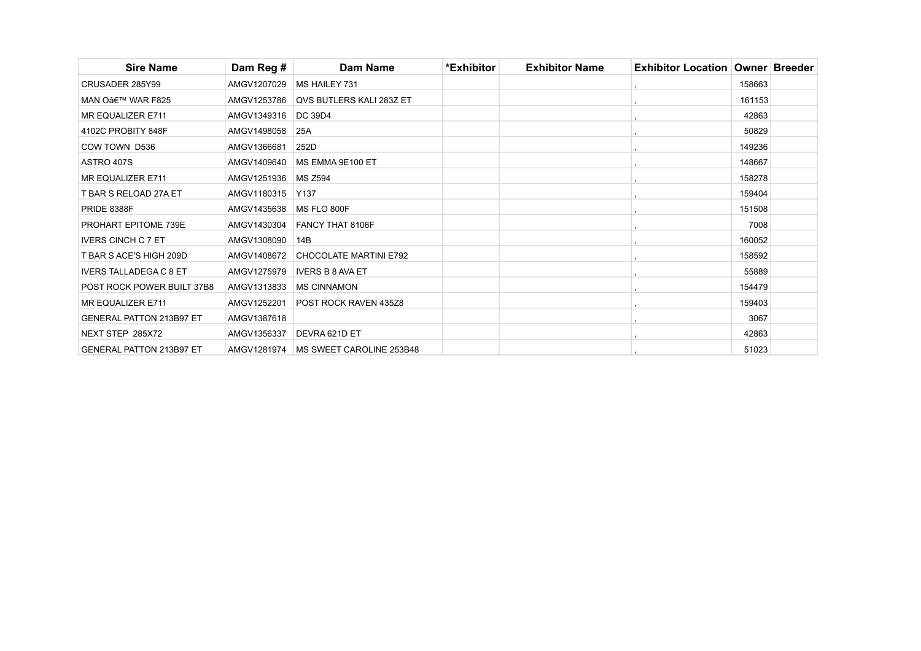| Sire Name | Dam Reg # | Dam Name | *Exhibitor | Exhibitor Name | Exhibitor Location | Owner | Breeder |
|---|---|---|---|---|---|---|---|
| CRUSADER 285Y99 | AMGV1207029 | MS HAILEY 731 | | | , | 158663 | |
| MAN Oâ€™ WAR F825 | AMGV1253786 | QVS BUTLERS KALI 283Z ET | | | , | 161153 | |
| MR EQUALIZER E711 | AMGV1349316 | DC 39D4 | | | , | 42863 | |
| 4102C PROBITY 848F | AMGV1498058 | 25A | | | , | 50829 | |
| COW TOWN  D536 | AMGV1366681 | 252D | | | , | 149236 | |
| ASTRO 407S | AMGV1409640 | MS EMMA 9E100 ET | | | , | 148667 | |
| MR EQUALIZER E711 | AMGV1251936 | MS Z594 | | | , | 158278 | |
| T BAR S RELOAD 27A ET | AMGV1180315 | Y137 | | | , | 159404 | |
| PRIDE 8388F | AMGV1435638 | MS FLO 800F | | | , | 151508 | |
| PROHART EPITOME 739E | AMGV1430304 | FANCY THAT 8106F | | | , | 7008 | |
| IVERS CINCH C 7 ET | AMGV1308090 | 14B | | | , | 160052 | |
| T BAR S ACE'S HIGH 209D | AMGV1408672 | CHOCOLATE MARTINI E792 | | | , | 158592 | |
| IVERS TALLADEGA C 8 ET | AMGV1275979 | IVERS B 8 AVA ET | | | , | 55889 | |
| POST ROCK POWER BUILT 37B8 | AMGV1313833 | MS CINNAMON | | | , | 154479 | |
| MR EQUALIZER E711 | AMGV1252201 | POST ROCK RAVEN 435Z8 | | | , | 159403 | |
| GENERAL PATTON 213B97 ET | AMGV1387618 | | | | , | 3067 | |
| NEXT STEP  285X72 | AMGV1356337 | DEVRA 621D ET | | | , | 42863 | |
| GENERAL PATTON 213B97 ET | AMGV1281974 | MS SWEET CAROLINE 253B48 | | | , | 51023 | |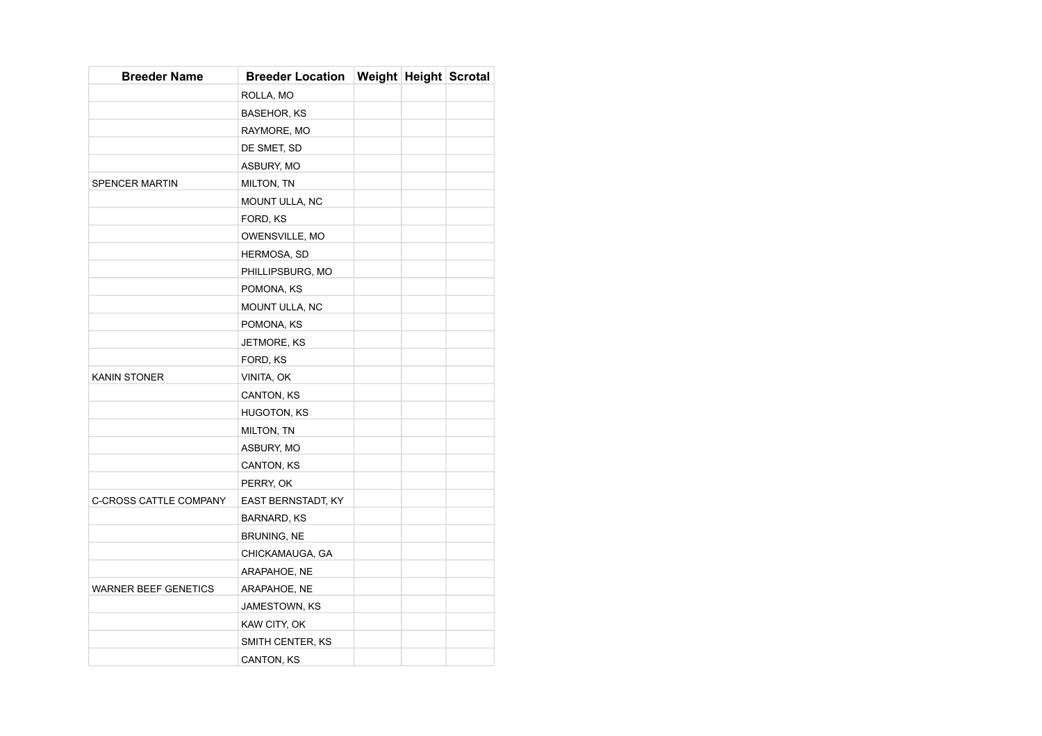| Breeder Name | Breeder Location | Weight | Height | Scrotal |
|---|---|---|---|---|
| | ROLLA, MO | | | |
| | BASEHOR, KS | | | |
| | RAYMORE, MO | | | |
| | DE SMET, SD | | | |
| | ASBURY, MO | | | |
| SPENCER MARTIN | MILTON, TN | | | |
| | MOUNT ULLA, NC | | | |
| | FORD, KS | | | |
| | OWENSVILLE, MO | | | |
| | HERMOSA, SD | | | |
| | PHILLIPSBURG, MO | | | |
| | POMONA, KS | | | |
| | MOUNT ULLA, NC | | | |
| | POMONA, KS | | | |
| | JETMORE, KS | | | |
| | FORD, KS | | | |
| KANIN STONER | VINITA, OK | | | |
| | CANTON, KS | | | |
| | HUGOTON, KS | | | |
| | MILTON, TN | | | |
| | ASBURY, MO | | | |
| | CANTON, KS | | | |
| | PERRY, OK | | | |
| C-CROSS CATTLE COMPANY | EAST BERNSTADT, KY | | | |
| | BARNARD, KS | | | |
| | BRUNING, NE | | | |
| | CHICKAMAUGA, GA | | | |
| | ARAPAHOE, NE | | | |
| WARNER BEEF GENETICS | ARAPAHOE, NE | | | |
| | JAMESTOWN, KS | | | |
| | KAW CITY, OK | | | |
| | SMITH CENTER, KS | | | |
| | CANTON, KS | | | |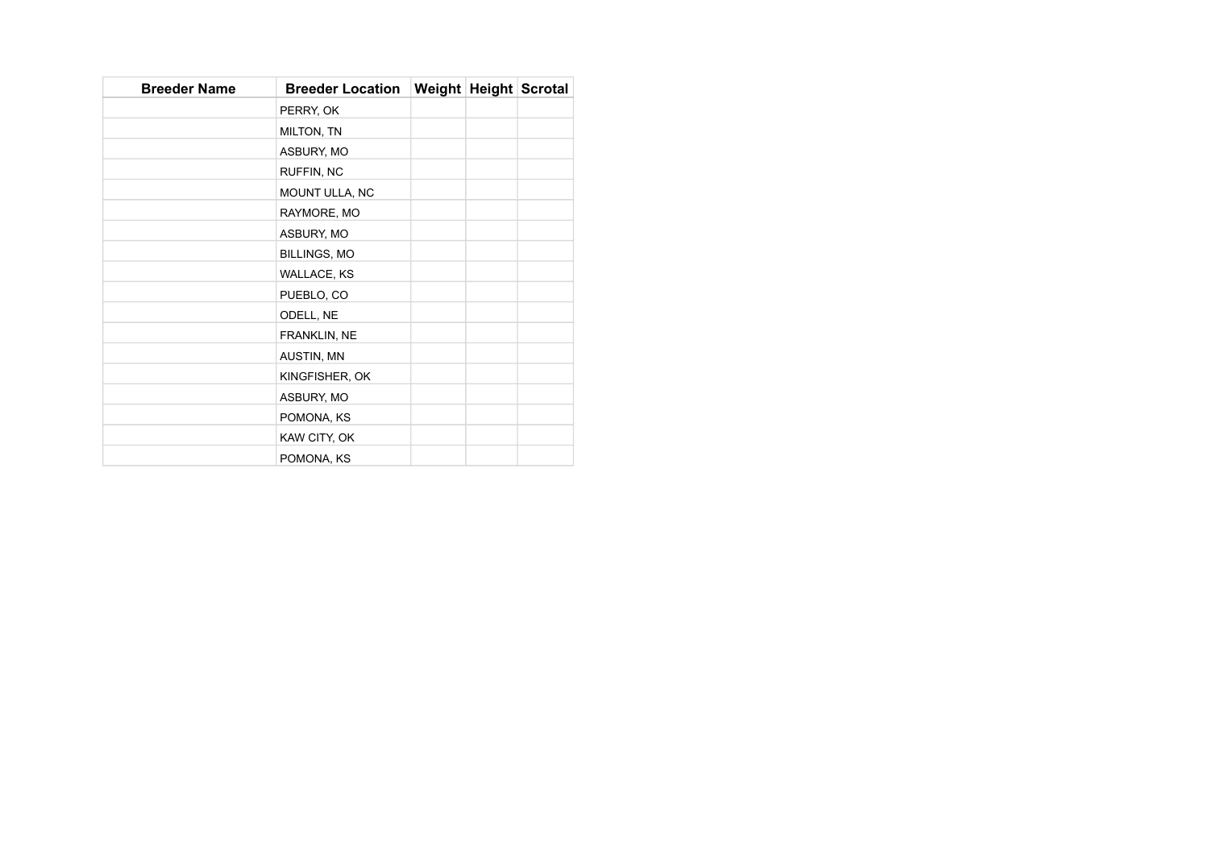| Breeder Name | Breeder Location | Weight | Height | Scrotal |
|---|---|---|---|---|
| | PERRY, OK | | | |
| | MILTON, TN | | | |
| | ASBURY, MO | | | |
| | RUFFIN, NC | | | |
| | MOUNT ULLA, NC | | | |
| | RAYMORE, MO | | | |
| | ASBURY, MO | | | |
| | BILLINGS, MO | | | |
| | WALLACE, KS | | | |
| | PUEBLO, CO | | | |
| | ODELL, NE | | | |
| | FRANKLIN, NE | | | |
| | AUSTIN, MN | | | |
| | KINGFISHER, OK | | | |
| | ASBURY, MO | | | |
| | POMONA, KS | | | |
| | KAW CITY, OK | | | |
| | POMONA, KS | | | |